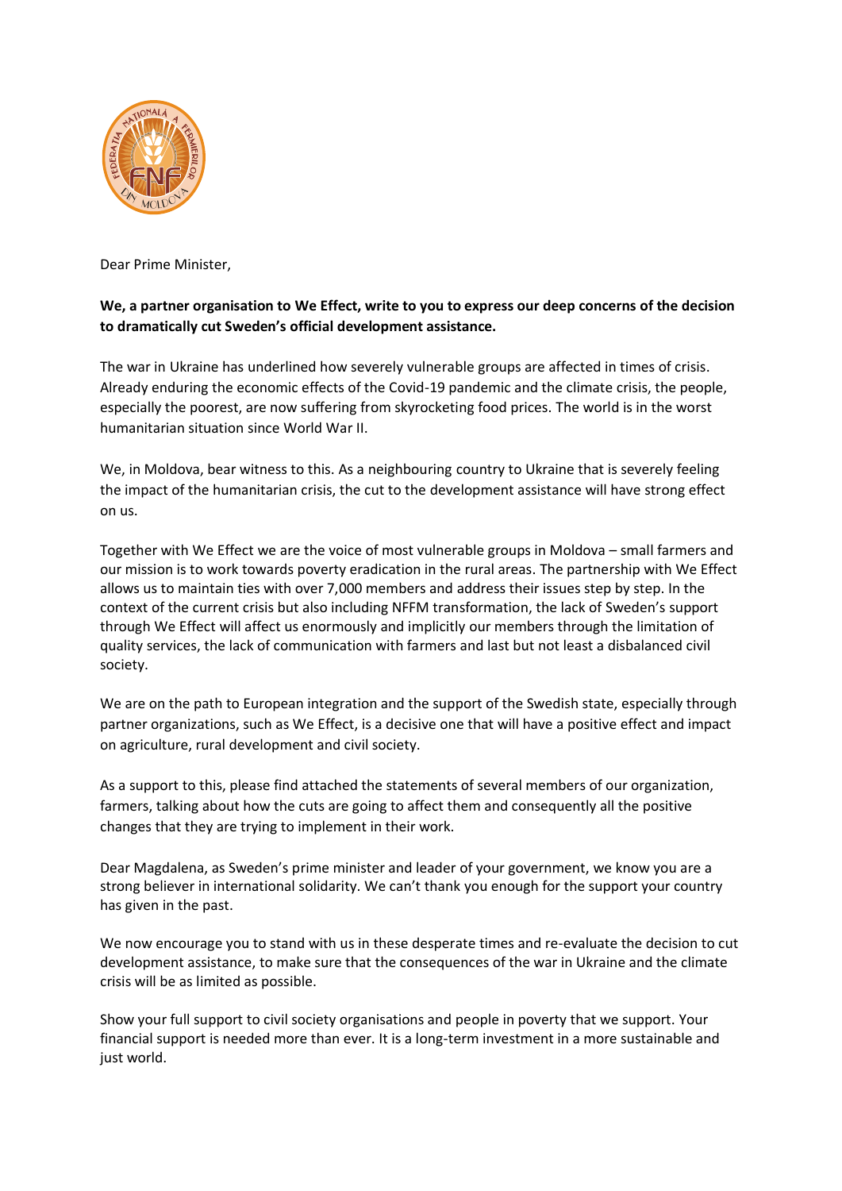Dear Prime Minister,

**We, a partner organisation to We Effect, write to you to express our deep concerns of the decision to dramatically cut Sweden's official development assistance.**

The war in Ukraine has underlined how severely vulnerable groups are affected in times of crisis. Already enduring the economic effects of the Covid-19 pandemic and the climate crisis, the people, especially the poorest, are now suffering from skyrocketing food prices. The world is in the worst humanitarian situation since World War II.

We, in Moldova, bear witness to this. As a neighbouring country to Ukraine that is severely feeling the impact of the humanitarian crisis, the cut to the development assistance will have strong effect on us.

Together with We Effect we are the voice of most vulnerable groups in Moldova – small farmers and our mission is to work towards poverty eradication in the rural areas. The partnership with We Effect allows us to maintain ties with over 7,000 members and address their issues step by step. In the context of the current crisis but also including NFFM transformation, the lack of Sweden's support through We Effect will affect us enormously and implicitly our members through the limitation of quality services, the lack of communication with farmers and last but not least a disbalanced civil society.

We are on the path to European integration and the support of the Swedish state, especially through partner organizations, such as We Effect, is a decisive one that will have a positive effect and impact on agriculture, rural development and civil society.

As a support to this, please find attached the statements of several members of our organization, farmers, talking about how the cuts are going to affect them and consequently all the positive changes that they are trying to implement in their work.

Dear Magdalena, as Sweden's prime minister and leader of your government, we know you are a strong believer in international solidarity. We can't thank you enough for the support your country has given in the past.

We now encourage you to stand with us in these desperate times and re-evaluate the decision to cut development assistance, to make sure that the consequences of the war in Ukraine and the climate crisis will be as limited as possible.

Show your full support to civil society organisations and people in poverty that we support. Your financial support is needed more than ever. It is a long-term investment in a more sustainable and just world.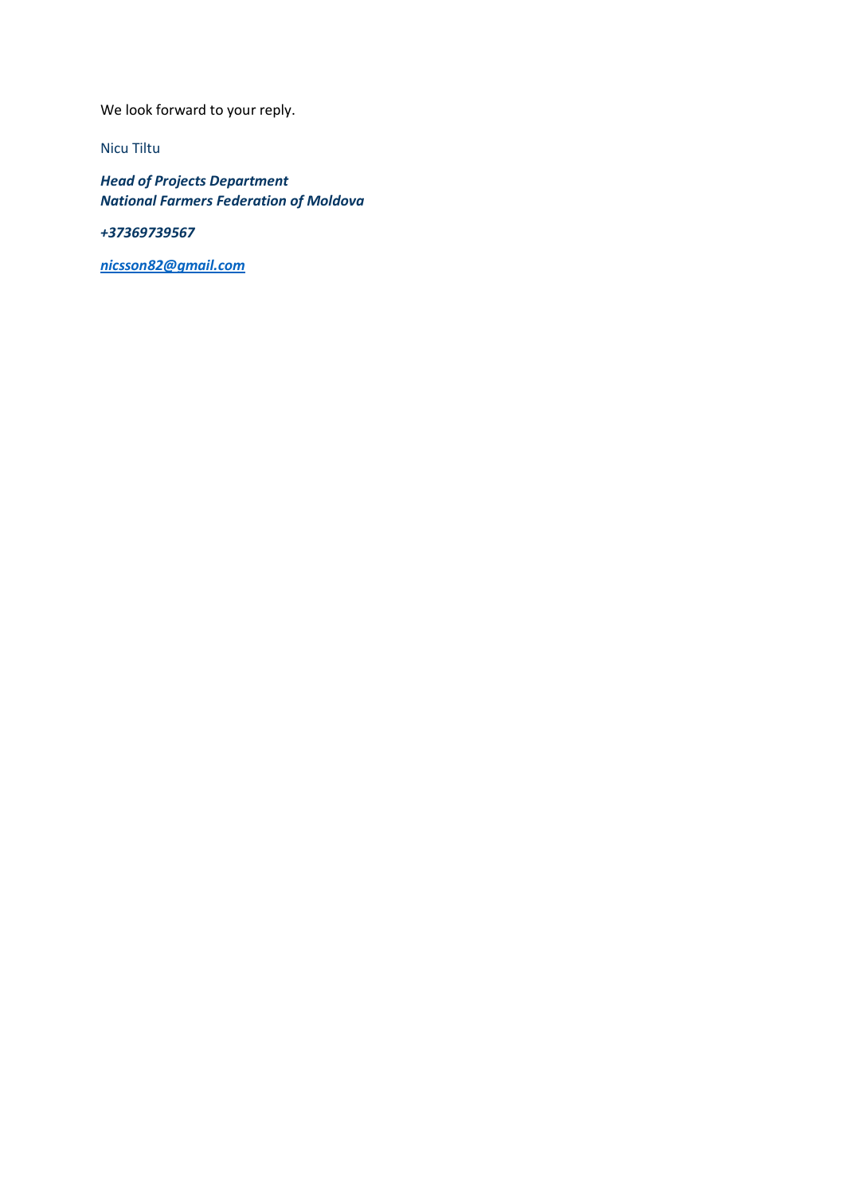We look forward to your reply.

Nicu Tiltu

***Head of Projects Department***
***National Farmers Federation of Moldova***

***+37369739567***

***nicsson82@gmail.com***